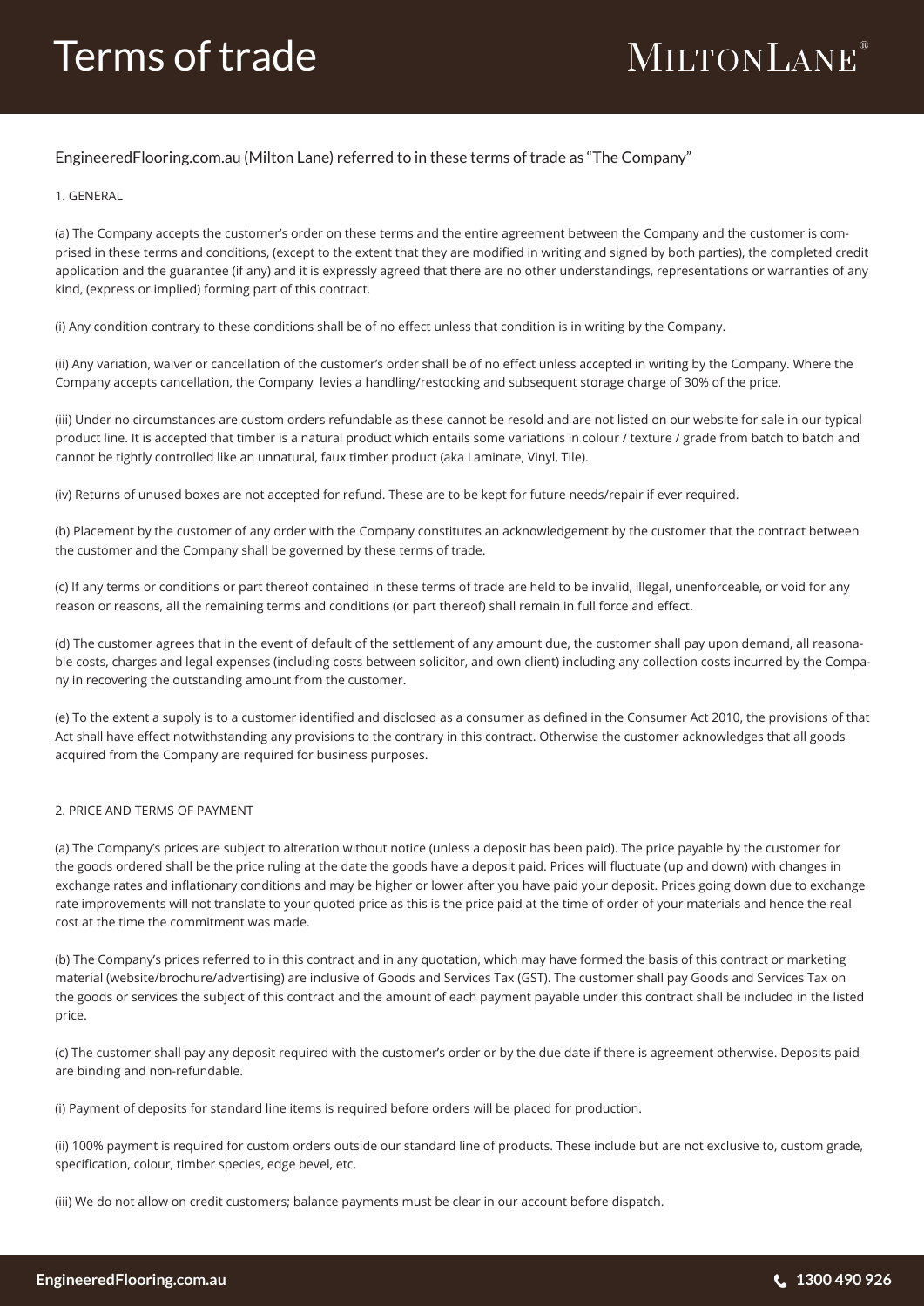# Terms of trade

MILTONLANE®

EngineeredFlooring.com.au (Milton Lane) referred to in these terms of trade as "The Company"

## 1. GENERAL

(a) The Company accepts the customer's order on these terms and the entire agreement between the Company and the customer is comprised in these terms and conditions, (except to the extent that they are modified in writing and signed by both parties), the completed credit application and the guarantee (if any) and it is expressly agreed that there are no other understandings, representations or warranties of any kind, (express or implied) forming part of this contract.

(i) Any condition contrary to these conditions shall be of no effect unless that condition is in writing by the Company.

(ii) Any variation, waiver or cancellation of the customer's order shall be of no effect unless accepted in writing by the Company. Where the Company accepts cancellation, the Company levies a handling/restocking and subsequent storage charge of 30% of the price.

(iii) Under no circumstances are custom orders refundable as these cannot be resold and are not listed on our website for sale in our typical product line. It is accepted that timber is a natural product which entails some variations in colour / texture / grade from batch to batch and cannot be tightly controlled like an unnatural, faux timber product (aka Laminate, Vinyl, Tile).

(iv) Returns of unused boxes are not accepted for refund. These are to be kept for future needs/repair if ever required.

(b) Placement by the customer of any order with the Company constitutes an acknowledgement by the customer that the contract between the customer and the Company shall be governed by these terms of trade.

(c) If any terms or conditions or part thereof contained in these terms of trade are held to be invalid, illegal, unenforceable, or void for any reason or reasons, all the remaining terms and conditions (or part thereof) shall remain in full force and effect.

(d) The customer agrees that in the event of default of the settlement of any amount due, the customer shall pay upon demand, all reasonable costs, charges and legal expenses (including costs between solicitor, and own client) including any collection costs incurred by the Company in recovering the outstanding amount from the customer.

(e) To the extent a supply is to a customer identified and disclosed as a consumer as defined in the Consumer Act 2010, the provisions of that Act shall have effect notwithstanding any provisions to the contrary in this contract. Otherwise the customer acknowledges that all goods acquired from the Company are required for business purposes.

## 2. PRICE AND TERMS OF PAYMENT

(a) The Company's prices are subject to alteration without notice (unless a deposit has been paid). The price payable by the customer for the goods ordered shall be the price ruling at the date the goods have a deposit paid. Prices will fluctuate (up and down) with changes in exchange rates and inflationary conditions and may be higher or lower after you have paid your deposit. Prices going down due to exchange rate improvements will not translate to your quoted price as this is the price paid at the time of order of your materials and hence the real cost at the time the commitment was made.

(b) The Company's prices referred to in this contract and in any quotation, which may have formed the basis of this contract or marketing material (website/brochure/advertising) are inclusive of Goods and Services Tax (GST). The customer shall pay Goods and Services Tax on the goods or services the subject of this contract and the amount of each payment payable under this contract shall be included in the listed price.

(c) The customer shall pay any deposit required with the customer's order or by the due date if there is agreement otherwise. Deposits paid are binding and non-refundable.

(i) Payment of deposits for standard line items is required before orders will be placed for production.

(ii) 100% payment is required for custom orders outside our standard line of products. These include but are not exclusive to, custom grade, specification, colour, timber species, edge bevel, etc.

(iii) We do not allow on credit customers; balance payments must be clear in our account before dispatch.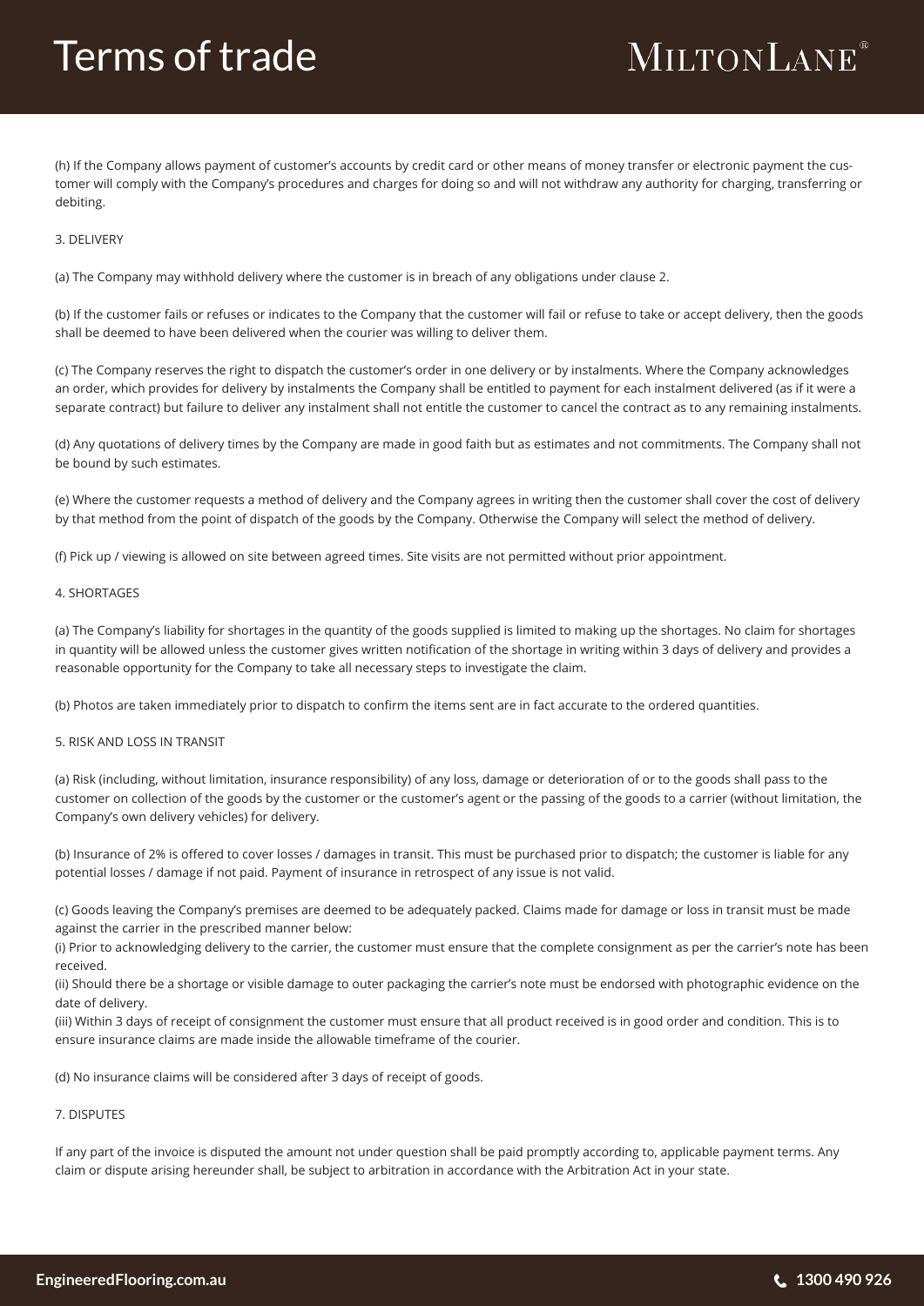(h) If the Company allows payment of customer's accounts by credit card or other means of money transfer or electronic payment the customer will comply with the Company's procedures and charges for doing so and will not withdraw any authority for charging, transferring or debiting.

3. DELIVERY

(a) The Company may withhold delivery where the customer is in breach of any obligations under clause 2.

(b) If the customer fails or refuses or indicates to the Company that the customer will fail or refuse to take or accept delivery, then the goods shall be deemed to have been delivered when the courier was willing to deliver them.

(c) The Company reserves the right to dispatch the customer's order in one delivery or by instalments. Where the Company acknowledges an order, which provides for delivery by instalments the Company shall be entitled to payment for each instalment delivered (as if it were a separate contract) but failure to deliver any instalment shall not entitle the customer to cancel the contract as to any remaining instalments.

(d) Any quotations of delivery times by the Company are made in good faith but as estimates and not commitments. The Company shall not be bound by such estimates.

(e) Where the customer requests a method of delivery and the Company agrees in writing then the customer shall cover the cost of delivery by that method from the point of dispatch of the goods by the Company. Otherwise the Company will select the method of delivery.

(f) Pick up / viewing is allowed on site between agreed times. Site visits are not permitted without prior appointment.

4. SHORTAGES

(a) The Company's liability for shortages in the quantity of the goods supplied is limited to making up the shortages. No claim for shortages in quantity will be allowed unless the customer gives written notification of the shortage in writing within 3 days of delivery and provides a reasonable opportunity for the Company to take all necessary steps to investigate the claim.

(b) Photos are taken immediately prior to dispatch to confirm the items sent are in fact accurate to the ordered quantities.

5. RISK AND LOSS IN TRANSIT

(a) Risk (including, without limitation, insurance responsibility) of any loss, damage or deterioration of or to the goods shall pass to the customer on collection of the goods by the customer or the customer's agent or the passing of the goods to a carrier (without limitation, the Company's own delivery vehicles) for delivery.

(b) Insurance of 2% is offered to cover losses / damages in transit. This must be purchased prior to dispatch; the customer is liable for any potential losses / damage if not paid. Payment of insurance in retrospect of any issue is not valid.

(c) Goods leaving the Company's premises are deemed to be adequately packed. Claims made for damage or loss in transit must be made against the carrier in the prescribed manner below:
(i) Prior to acknowledging delivery to the carrier, the customer must ensure that the complete consignment as per the carrier's note has been received.
(ii) Should there be a shortage or visible damage to outer packaging the carrier's note must be endorsed with photographic evidence on the date of delivery.
(iii) Within 3 days of receipt of consignment the customer must ensure that all product received is in good order and condition. This is to ensure insurance claims are made inside the allowable timeframe of the courier.

(d) No insurance claims will be considered after 3 days of receipt of goods.

7. DISPUTES

If any part of the invoice is disputed the amount not under question shall be paid promptly according to, applicable payment terms. Any claim or dispute arising hereunder shall, be subject to arbitration in accordance with the Arbitration Act in your state.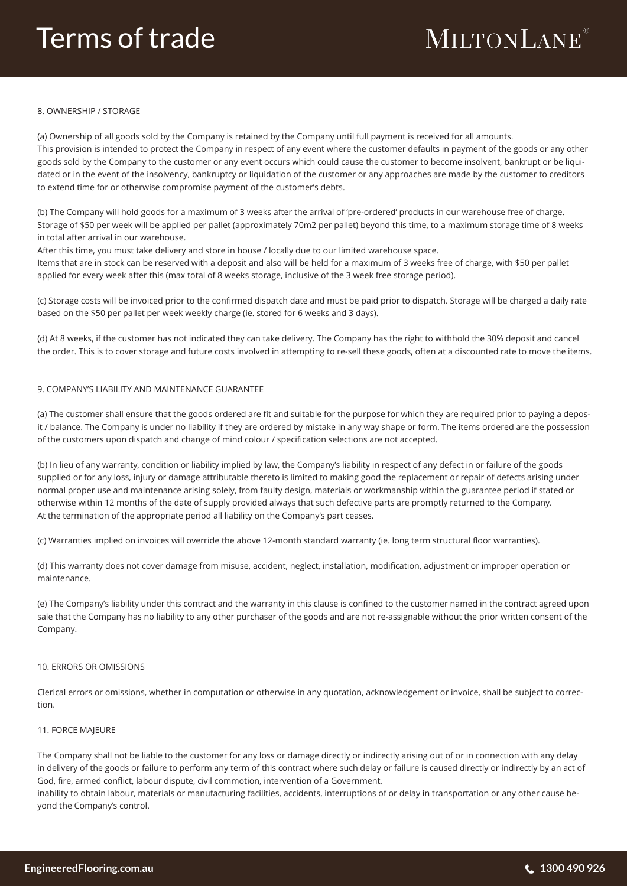### 8. OWNERSHIP / STORAGE

(a) Ownership of all goods sold by the Company is retained by the Company until full payment is received for all amounts.
This provision is intended to protect the Company in respect of any event where the customer defaults in payment of the goods or any other goods sold by the Company to the customer or any event occurs which could cause the customer to become insolvent, bankrupt or be liquidated or in the event of the insolvency, bankruptcy or liquidation of the customer or any approaches are made by the customer to creditors to extend time for or otherwise compromise payment of the customer's debts.

(b) The Company will hold goods for a maximum of 3 weeks after the arrival of 'pre-ordered' products in our warehouse free of charge. Storage of $50 per week will be applied per pallet (approximately 70m2 per pallet) beyond this time, to a maximum storage time of 8 weeks in total after arrival in our warehouse.
After this time, you must take delivery and store in house / locally due to our limited warehouse space.
Items that are in stock can be reserved with a deposit and also will be held for a maximum of 3 weeks free of charge, with $50 per pallet applied for every week after this (max total of 8 weeks storage, inclusive of the 3 week free storage period).

(c) Storage costs will be invoiced prior to the confirmed dispatch date and must be paid prior to dispatch. Storage will be charged a daily rate based on the $50 per pallet per week weekly charge (ie. stored for 6 weeks and 3 days).

(d) At 8 weeks, if the customer has not indicated they can take delivery. The Company has the right to withhold the 30% deposit and cancel the order. This is to cover storage and future costs involved in attempting to re-sell these goods, often at a discounted rate to move the items.

### 9. COMPANY'S LIABILITY AND MAINTENANCE GUARANTEE

(a) The customer shall ensure that the goods ordered are fit and suitable for the purpose for which they are required prior to paying a deposit / balance. The Company is under no liability if they are ordered by mistake in any way shape or form. The items ordered are the possession of the customers upon dispatch and change of mind colour / specification selections are not accepted.

(b) In lieu of any warranty, condition or liability implied by law, the Company's liability in respect of any defect in or failure of the goods supplied or for any loss, injury or damage attributable thereto is limited to making good the replacement or repair of defects arising under normal proper use and maintenance arising solely, from faulty design, materials or workmanship within the guarantee period if stated or otherwise within 12 months of the date of supply provided always that such defective parts are promptly returned to the Company.
At the termination of the appropriate period all liability on the Company's part ceases.

(c) Warranties implied on invoices will override the above 12-month standard warranty (ie. long term structural floor warranties).

(d) This warranty does not cover damage from misuse, accident, neglect, installation, modification, adjustment or improper operation or maintenance.

(e) The Company's liability under this contract and the warranty in this clause is confined to the customer named in the contract agreed upon sale that the Company has no liability to any other purchaser of the goods and are not re-assignable without the prior written consent of the Company.

### 10. ERRORS OR OMISSIONS

Clerical errors or omissions, whether in computation or otherwise in any quotation, acknowledgement or invoice, shall be subject to correction.

### 11. FORCE MAJEURE

The Company shall not be liable to the customer for any loss or damage directly or indirectly arising out of or in connection with any delay in delivery of the goods or failure to perform any term of this contract where such delay or failure is caused directly or indirectly by an act of God, fire, armed conflict, labour dispute, civil commotion, intervention of a Government,
inability to obtain labour, materials or manufacturing facilities, accidents, interruptions of or delay in transportation or any other cause beyond the Company's control.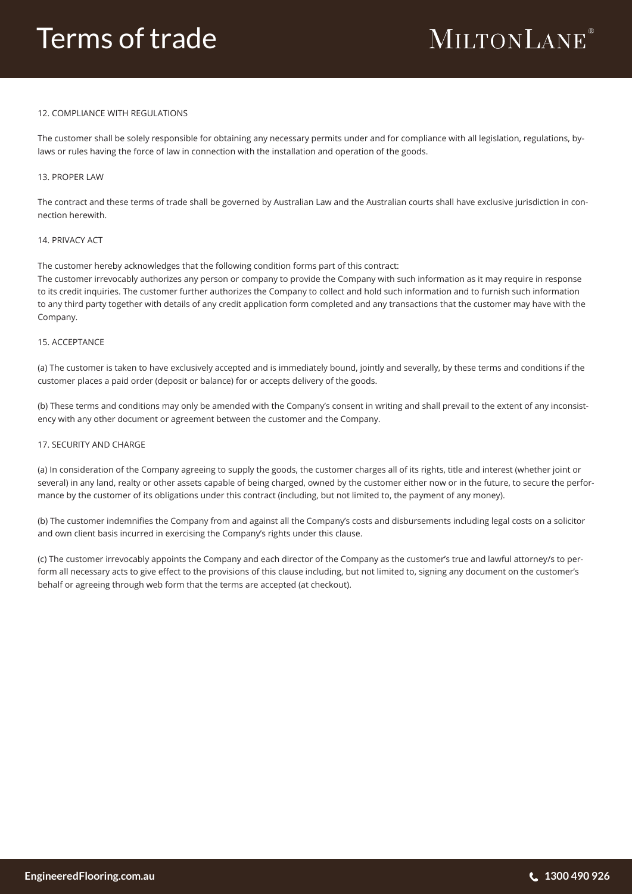12. COMPLIANCE WITH REGULATIONS

The customer shall be solely responsible for obtaining any necessary permits under and for compliance with all legislation, regulations, by-laws or rules having the force of law in connection with the installation and operation of the goods.

13. PROPER LAW

The contract and these terms of trade shall be governed by Australian Law and the Australian courts shall have exclusive jurisdiction in connection herewith.

14. PRIVACY ACT

The customer hereby acknowledges that the following condition forms part of this contract:
The customer irrevocably authorizes any person or company to provide the Company with such information as it may require in response to its credit inquiries. The customer further authorizes the Company to collect and hold such information and to furnish such information to any third party together with details of any credit application form completed and any transactions that the customer may have with the Company.

15. ACCEPTANCE

(a) The customer is taken to have exclusively accepted and is immediately bound, jointly and severally, by these terms and conditions if the customer places a paid order (deposit or balance) for or accepts delivery of the goods.

(b) These terms and conditions may only be amended with the Company's consent in writing and shall prevail to the extent of any inconsistency with any other document or agreement between the customer and the Company.

17. SECURITY AND CHARGE

(a) In consideration of the Company agreeing to supply the goods, the customer charges all of its rights, title and interest (whether joint or several) in any land, realty or other assets capable of being charged, owned by the customer either now or in the future, to secure the performance by the customer of its obligations under this contract (including, but not limited to, the payment of any money).

(b) The customer indemnifies the Company from and against all the Company's costs and disbursements including legal costs on a solicitor and own client basis incurred in exercising the Company's rights under this clause.

(c) The customer irrevocably appoints the Company and each director of the Company as the customer's true and lawful attorney/s to perform all necessary acts to give effect to the provisions of this clause including, but not limited to, signing any document on the customer's behalf or agreeing through web form that the terms are accepted (at checkout).